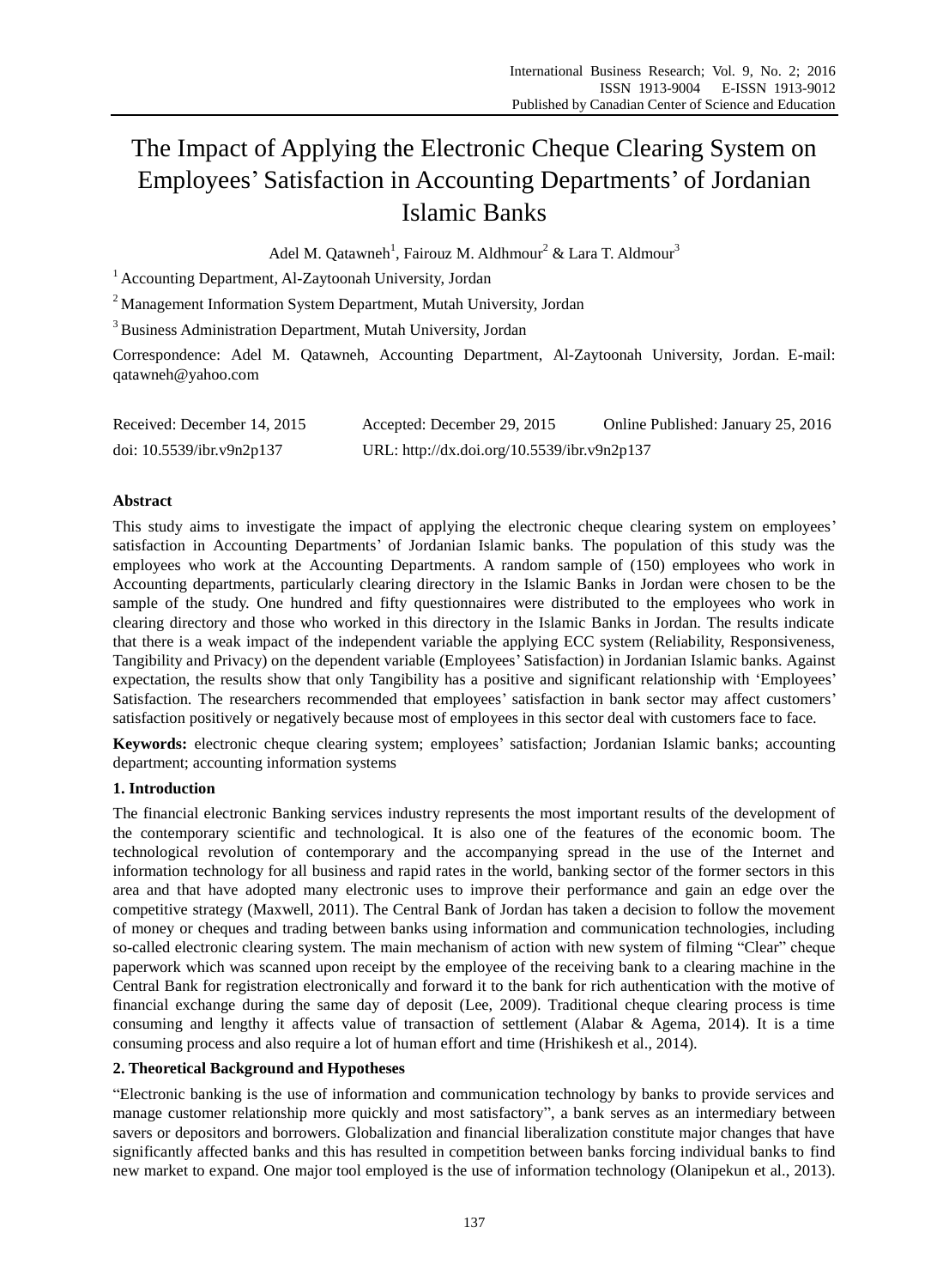# The Impact of Applying the Electronic Cheque Clearing System on Employees' Satisfaction in Accounting Departments' of Jordanian Islamic Banks

Adel M. Qatawneh[1], Fairouz M. Aldhmour[2] & Lara T. Aldmour[3]

[1] Accounting Department, Al-Zaytoonah University, Jordan

[2] Management Information System Department, Mutah University, Jordan

[3] Business Administration Department, Mutah University, Jordan

Correspondence: Adel M. Qatawneh, Accounting Department, Al-Zaytoonah University, Jordan. E-mail: qatawneh@yahoo.com

Received: December 14, 2015 Accepted: December 29, 2015 Online Published: January 25, 2016

doi: 10.5539/ibr.v9n2p137 URL: http://dx.doi.org/10.5539/ibr.v9n2p137

## Abstract

This study aims to investigate the impact of applying the electronic cheque clearing system on employees' satisfaction in Accounting Departments' of Jordanian Islamic banks. The population of this study was the employees who work at the Accounting Departments. A random sample of (150) employees who work in Accounting departments, particularly clearing directory in the Islamic Banks in Jordan were chosen to be the sample of the study. One hundred and fifty questionnaires were distributed to the employees who work in clearing directory and those who worked in this directory in the Islamic Banks in Jordan. The results indicate that there is a weak impact of the independent variable the applying ECC system (Reliability, Responsiveness, Tangibility and Privacy) on the dependent variable (Employees' Satisfaction) in Jordanian Islamic banks. Against expectation, the results show that only Tangibility has a positive and significant relationship with 'Employees' Satisfaction. The researchers recommended that employees' satisfaction in bank sector may affect customers' satisfaction positively or negatively because most of employees in this sector deal with customers face to face.

**Keywords:** electronic cheque clearing system; employees' satisfaction; Jordanian Islamic banks; accounting department; accounting information systems

## 1. Introduction

The financial electronic Banking services industry represents the most important results of the development of the contemporary scientific and technological. It is also one of the features of the economic boom. The technological revolution of contemporary and the accompanying spread in the use of the Internet and information technology for all business and rapid rates in the world, banking sector of the former sectors in this area and that have adopted many electronic uses to improve their performance and gain an edge over the competitive strategy (Maxwell, 2011). The Central Bank of Jordan has taken a decision to follow the movement of money or cheques and trading between banks using information and communication technologies, including so-called electronic clearing system. The main mechanism of action with new system of filming "Clear" cheque paperwork which was scanned upon receipt by the employee of the receiving bank to a clearing machine in the Central Bank for registration electronically and forward it to the bank for rich authentication with the motive of financial exchange during the same day of deposit (Lee, 2009). Traditional cheque clearing process is time consuming and lengthy it affects value of transaction of settlement (Alabar & Agema, 2014). It is a time consuming process and also require a lot of human effort and time (Hrishikesh et al., 2014).

## 2. Theoretical Background and Hypotheses

"Electronic banking is the use of information and communication technology by banks to provide services and manage customer relationship more quickly and most satisfactory", a bank serves as an intermediary between savers or depositors and borrowers. Globalization and financial liberalization constitute major changes that have significantly affected banks and this has resulted in competition between banks forcing individual banks to find new market to expand. One major tool employed is the use of information technology (Olanipekun et al., 2013).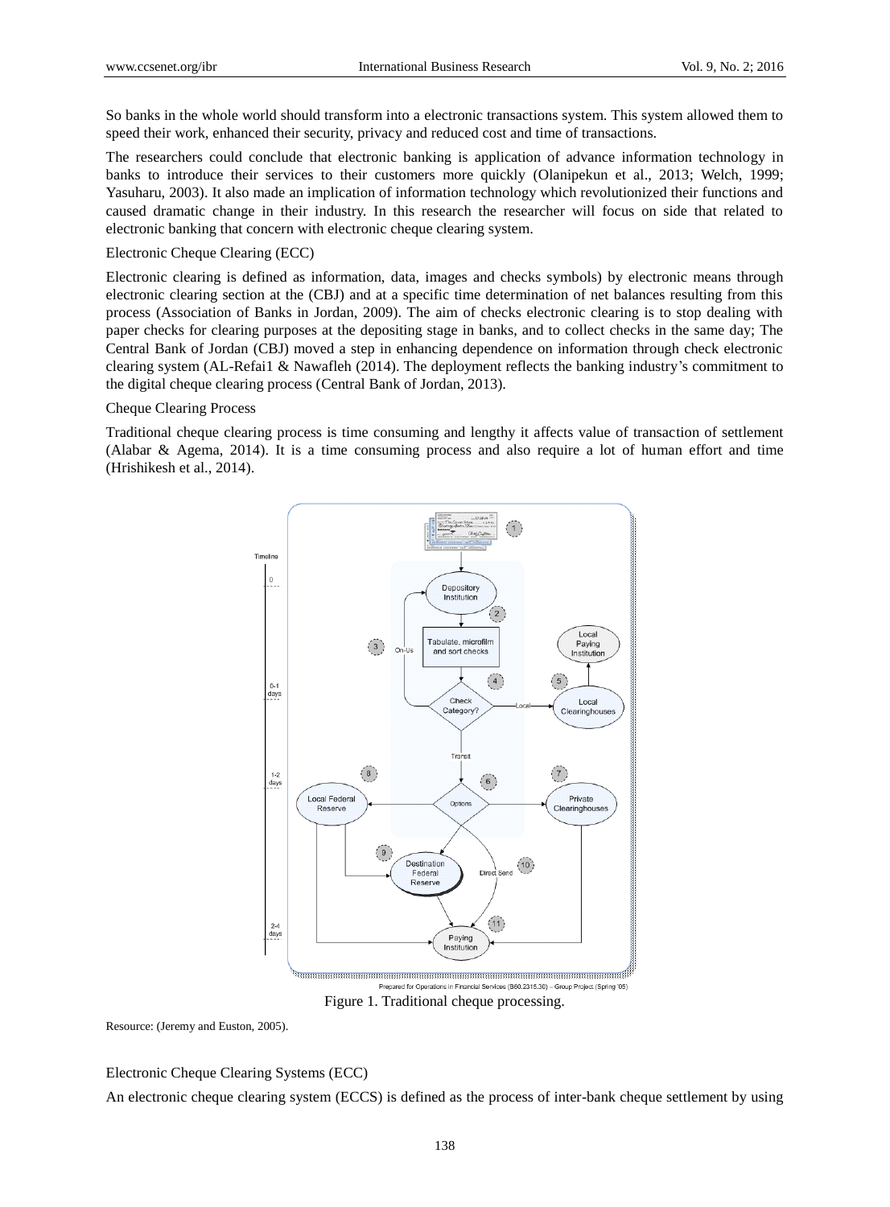So banks in the whole world should transform into a electronic transactions system. This system allowed them to speed their work, enhanced their security, privacy and reduced cost and time of transactions.

The researchers could conclude that electronic banking is application of advance information technology in banks to introduce their services to their customers more quickly (Olanipekun et al., 2013; Welch, 1999; Yasuharu, 2003). It also made an implication of information technology which revolutionized their functions and caused dramatic change in their industry. In this research the researcher will focus on side that related to electronic banking that concern with electronic cheque clearing system.

### Electronic Cheque Clearing (ECC)

Electronic clearing is defined as information, data, images and checks symbols) by electronic means through electronic clearing section at the (CBJ) and at a specific time determination of net balances resulting from this process (Association of Banks in Jordan, 2009). The aim of checks electronic clearing is to stop dealing with paper checks for clearing purposes at the depositing stage in banks, and to collect checks in the same day; The Central Bank of Jordan (CBJ) moved a step in enhancing dependence on information through check electronic clearing system (AL-Refai1 & Nawafleh (2014). The deployment reflects the banking industry's commitment to the digital cheque clearing process (Central Bank of Jordan, 2013).

### Cheque Clearing Process

Traditional cheque clearing process is time consuming and lengthy it affects value of transaction of settlement (Alabar & Agema, 2014). It is a time consuming process and also require a lot of human effort and time (Hrishikesh et al., 2014).

Figure 1. Traditional cheque processing.

Resource: (Jeremy and Euston, 2005).

### Electronic Cheque Clearing Systems (ECC)

An electronic cheque clearing system (ECCS) is defined as the process of inter-bank cheque settlement by using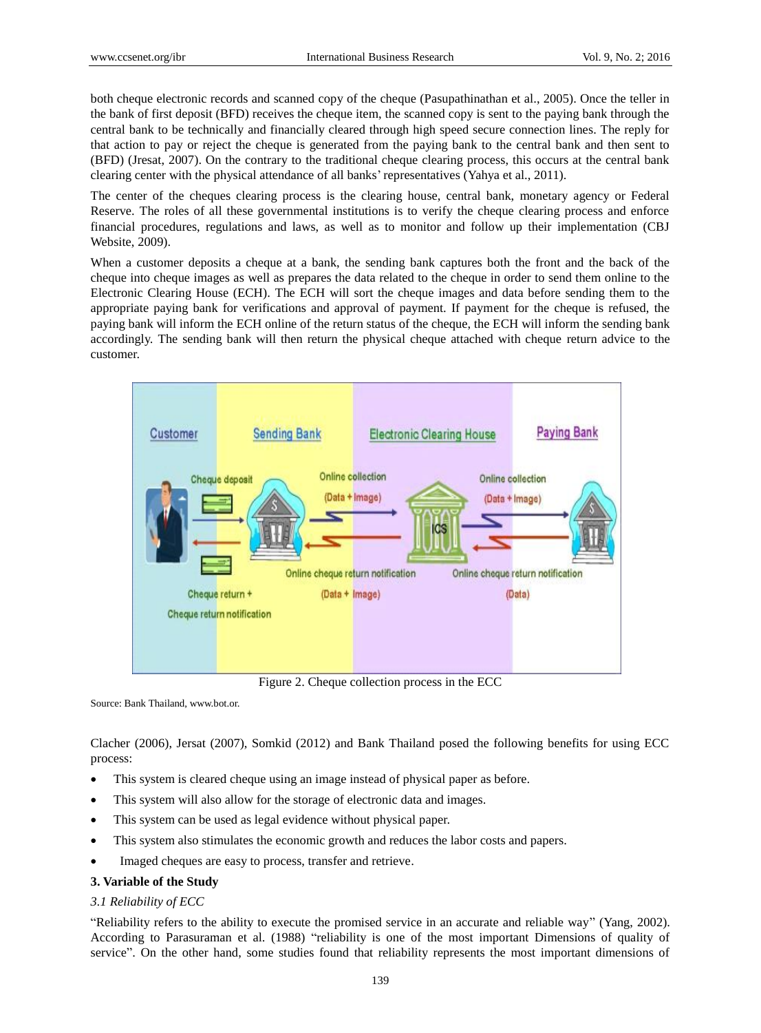both cheque electronic records and scanned copy of the cheque (Pasupathinathan et al., 2005). Once the teller in the bank of first deposit (BFD) receives the cheque item, the scanned copy is sent to the paying bank through the central bank to be technically and financially cleared through high speed secure connection lines. The reply for that action to pay or reject the cheque is generated from the paying bank to the central bank and then sent to (BFD) (Jresat, 2007). On the contrary to the traditional cheque clearing process, this occurs at the central bank clearing center with the physical attendance of all banks' representatives (Yahya et al., 2011).

The center of the cheques clearing process is the clearing house, central bank, monetary agency or Federal Reserve. The roles of all these governmental institutions is to verify the cheque clearing process and enforce financial procedures, regulations and laws, as well as to monitor and follow up their implementation (CBJ Website, 2009).

When a customer deposits a cheque at a bank, the sending bank captures both the front and the back of the cheque into cheque images as well as prepares the data related to the cheque in order to send them online to the Electronic Clearing House (ECH). The ECH will sort the cheque images and data before sending them to the appropriate paying bank for verifications and approval of payment. If payment for the cheque is refused, the paying bank will inform the ECH online of the return status of the cheque, the ECH will inform the sending bank accordingly. The sending bank will then return the physical cheque attached with cheque return advice to the customer.

Figure 2. Cheque collection process in the ECC

Source: Bank Thailand, www.bot.or.

Clacher (2006), Jersat (2007), Somkid (2012) and Bank Thailand posed the following benefits for using ECC process:

- This system is cleared cheque using an image instead of physical paper as before.
- This system will also allow for the storage of electronic data and images.
- This system can be used as legal evidence without physical paper.
- This system also stimulates the economic growth and reduces the labor costs and papers.
- Imaged cheques are easy to process, transfer and retrieve.

## 3. Variable of the Study

### *3.1 Reliability of ECC*

"Reliability refers to the ability to execute the promised service in an accurate and reliable way" (Yang, 2002). According to Parasuraman et al. (1988) "reliability is one of the most important Dimensions of quality of service". On the other hand, some studies found that reliability represents the most important dimensions of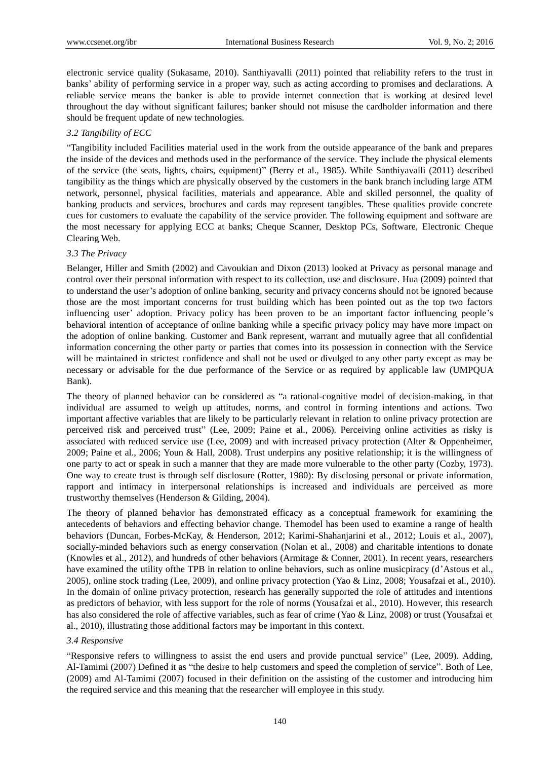electronic service quality (Sukasame, 2010). Santhiyavalli (2011) pointed that reliability refers to the trust in banks' ability of performing service in a proper way, such as acting according to promises and declarations. A reliable service means the banker is able to provide internet connection that is working at desired level throughout the day without significant failures; banker should not misuse the cardholder information and there should be frequent update of new technologies.

### *3.2 Tangibility of ECC*

"Tangibility included Facilities material used in the work from the outside appearance of the bank and prepares the inside of the devices and methods used in the performance of the service. They include the physical elements of the service (the seats, lights, chairs, equipment)" (Berry et al., 1985). While Santhiyavalli (2011) described tangibility as the things which are physically observed by the customers in the bank branch including large ATM network, personnel, physical facilities, materials and appearance. Able and skilled personnel, the quality of banking products and services, brochures and cards may represent tangibles. These qualities provide concrete cues for customers to evaluate the capability of the service provider. The following equipment and software are the most necessary for applying ECC at banks; Cheque Scanner, Desktop PCs, Software, Electronic Cheque Clearing Web.

### *3.3 The Privacy*

Belanger, Hiller and Smith (2002) and Cavoukian and Dixon (2013) looked at Privacy as personal manage and control over their personal information with respect to its collection, use and disclosure. Hua (2009) pointed that to understand the user's adoption of online banking, security and privacy concerns should not be ignored because those are the most important concerns for trust building which has been pointed out as the top two factors influencing user' adoption. Privacy policy has been proven to be an important factor influencing people's behavioral intention of acceptance of online banking while a specific privacy policy may have more impact on the adoption of online banking. Customer and Bank represent, warrant and mutually agree that all confidential information concerning the other party or parties that comes into its possession in connection with the Service will be maintained in strictest confidence and shall not be used or divulged to any other party except as may be necessary or advisable for the due performance of the Service or as required by applicable law (UMPQUA Bank).

The theory of planned behavior can be considered as "a rational-cognitive model of decision-making, in that individual are assumed to weigh up attitudes, norms, and control in forming intentions and actions. Two important affective variables that are likely to be particularly relevant in relation to online privacy protection are perceived risk and perceived trust" (Lee, 2009; Paine et al., 2006). Perceiving online activities as risky is associated with reduced service use (Lee, 2009) and with increased privacy protection (Alter & Oppenheimer, 2009; Paine et al., 2006; Youn & Hall, 2008). Trust underpins any positive relationship; it is the willingness of one party to act or speak in such a manner that they are made more vulnerable to the other party (Cozby, 1973). One way to create trust is through self disclosure (Rotter, 1980): By disclosing personal or private information, rapport and intimacy in interpersonal relationships is increased and individuals are perceived as more trustworthy themselves (Henderson & Gilding, 2004).

The theory of planned behavior has demonstrated efficacy as a conceptual framework for examining the antecedents of behaviors and effecting behavior change. Themodel has been used to examine a range of health behaviors (Duncan, Forbes-McKay, & Henderson, 2012; Karimi-Shahanjarini et al., 2012; Louis et al., 2007), socially-minded behaviors such as energy conservation (Nolan et al., 2008) and charitable intentions to donate (Knowles et al., 2012), and hundreds of other behaviors (Armitage & Conner, 2001). In recent years, researchers have examined the utility ofthe TPB in relation to online behaviors, such as online musicpiracy (d'Astous et al., 2005), online stock trading (Lee, 2009), and online privacy protection (Yao & Linz, 2008; Yousafzai et al., 2010). In the domain of online privacy protection, research has generally supported the role of attitudes and intentions as predictors of behavior, with less support for the role of norms (Yousafzai et al., 2010). However, this research has also considered the role of affective variables, such as fear of crime (Yao & Linz, 2008) or trust (Yousafzai et al., 2010), illustrating those additional factors may be important in this context.

### *3.4 Responsive*

"Responsive refers to willingness to assist the end users and provide punctual service" (Lee, 2009). Adding, Al-Tamimi (2007) Defined it as "the desire to help customers and speed the completion of service". Both of Lee, (2009) amd Al-Tamimi (2007) focused in their definition on the assisting of the customer and introducing him the required service and this meaning that the researcher will employee in this study.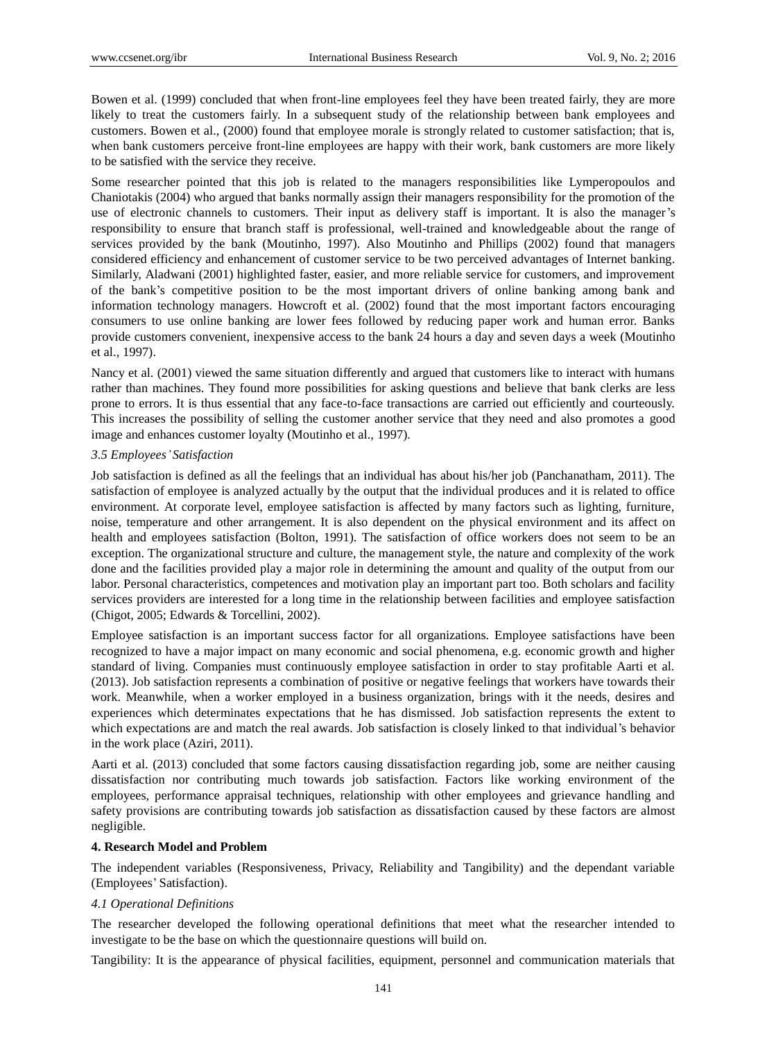Bowen et al. (1999) concluded that when front-line employees feel they have been treated fairly, they are more likely to treat the customers fairly. In a subsequent study of the relationship between bank employees and customers. Bowen et al., (2000) found that employee morale is strongly related to customer satisfaction; that is, when bank customers perceive front-line employees are happy with their work, bank customers are more likely to be satisfied with the service they receive.

Some researcher pointed that this job is related to the managers responsibilities like Lymperopoulos and Chaniotakis (2004) who argued that banks normally assign their managers responsibility for the promotion of the use of electronic channels to customers. Their input as delivery staff is important. It is also the manager's responsibility to ensure that branch staff is professional, well-trained and knowledgeable about the range of services provided by the bank (Moutinho, 1997). Also Moutinho and Phillips (2002) found that managers considered efficiency and enhancement of customer service to be two perceived advantages of Internet banking. Similarly, Aladwani (2001) highlighted faster, easier, and more reliable service for customers, and improvement of the bank's competitive position to be the most important drivers of online banking among bank and information technology managers. Howcroft et al. (2002) found that the most important factors encouraging consumers to use online banking are lower fees followed by reducing paper work and human error. Banks provide customers convenient, inexpensive access to the bank 24 hours a day and seven days a week (Moutinho et al., 1997).

Nancy et al. (2001) viewed the same situation differently and argued that customers like to interact with humans rather than machines. They found more possibilities for asking questions and believe that bank clerks are less prone to errors. It is thus essential that any face-to-face transactions are carried out efficiently and courteously. This increases the possibility of selling the customer another service that they need and also promotes a good image and enhances customer loyalty (Moutinho et al., 1997).

### *3.5 Employees' Satisfaction*

Job satisfaction is defined as all the feelings that an individual has about his/her job (Panchanatham, 2011). The satisfaction of employee is analyzed actually by the output that the individual produces and it is related to office environment. At corporate level, employee satisfaction is affected by many factors such as lighting, furniture, noise, temperature and other arrangement. It is also dependent on the physical environment and its affect on health and employees satisfaction (Bolton, 1991). The satisfaction of office workers does not seem to be an exception. The organizational structure and culture, the management style, the nature and complexity of the work done and the facilities provided play a major role in determining the amount and quality of the output from our labor. Personal characteristics, competences and motivation play an important part too. Both scholars and facility services providers are interested for a long time in the relationship between facilities and employee satisfaction (Chigot, 2005; Edwards & Torcellini, 2002).

Employee satisfaction is an important success factor for all organizations. Employee satisfactions have been recognized to have a major impact on many economic and social phenomena, e.g. economic growth and higher standard of living. Companies must continuously employee satisfaction in order to stay profitable Aarti et al. (2013). Job satisfaction represents a combination of positive or negative feelings that workers have towards their work. Meanwhile, when a worker employed in a business organization, brings with it the needs, desires and experiences which determinates expectations that he has dismissed. Job satisfaction represents the extent to which expectations are and match the real awards. Job satisfaction is closely linked to that individual's behavior in the work place (Aziri, 2011).

Aarti et al. (2013) concluded that some factors causing dissatisfaction regarding job, some are neither causing dissatisfaction nor contributing much towards job satisfaction. Factors like working environment of the employees, performance appraisal techniques, relationship with other employees and grievance handling and safety provisions are contributing towards job satisfaction as dissatisfaction caused by these factors are almost negligible.

## **4. Research Model and Problem**

The independent variables (Responsiveness, Privacy, Reliability and Tangibility) and the dependant variable (Employees' Satisfaction).

### *4.1 Operational Definitions*

The researcher developed the following operational definitions that meet what the researcher intended to investigate to be the base on which the questionnaire questions will build on.

Tangibility: It is the appearance of physical facilities, equipment, personnel and communication materials that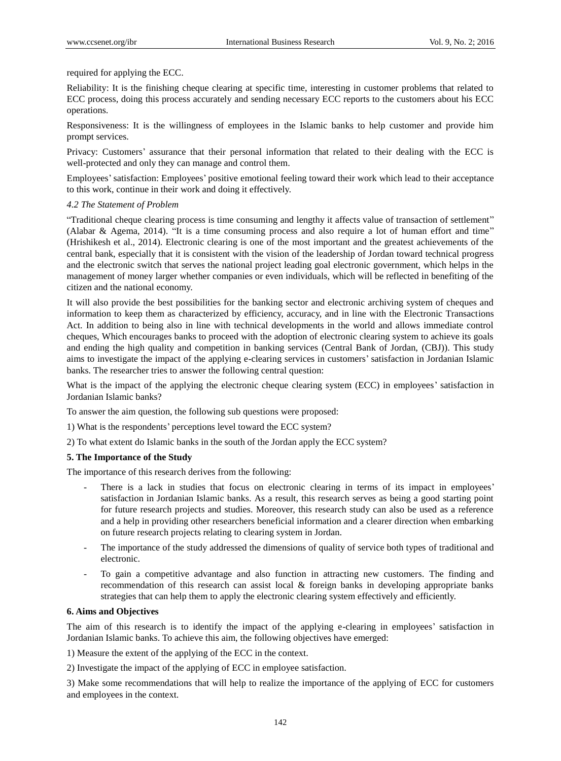required for applying the ECC.

Reliability: It is the finishing cheque clearing at specific time, interesting in customer problems that related to ECC process, doing this process accurately and sending necessary ECC reports to the customers about his ECC operations.

Responsiveness: It is the willingness of employees in the Islamic banks to help customer and provide him prompt services.

Privacy: Customers' assurance that their personal information that related to their dealing with the ECC is well-protected and only they can manage and control them.

Employees' satisfaction: Employees' positive emotional feeling toward their work which lead to their acceptance to this work, continue in their work and doing it effectively.

### *4.2 The Statement of Problem*

"Traditional cheque clearing process is time consuming and lengthy it affects value of transaction of settlement" (Alabar & Agema, 2014). "It is a time consuming process and also require a lot of human effort and time" (Hrishikesh et al., 2014). Electronic clearing is one of the most important and the greatest achievements of the central bank, especially that it is consistent with the vision of the leadership of Jordan toward technical progress and the electronic switch that serves the national project leading goal electronic government, which helps in the management of money larger whether companies or even individuals, which will be reflected in benefiting of the citizen and the national economy.

It will also provide the best possibilities for the banking sector and electronic archiving system of cheques and information to keep them as characterized by efficiency, accuracy, and in line with the Electronic Transactions Act. In addition to being also in line with technical developments in the world and allows immediate control cheques, Which encourages banks to proceed with the adoption of electronic clearing system to achieve its goals and ending the high quality and competition in banking services (Central Bank of Jordan, (CBJ)). This study aims to investigate the impact of the applying e-clearing services in customers' satisfaction in Jordanian Islamic banks. The researcher tries to answer the following central question:

What is the impact of the applying the electronic cheque clearing system (ECC) in employees' satisfaction in Jordanian Islamic banks?

To answer the aim question, the following sub questions were proposed:

1) What is the respondents' perceptions level toward the ECC system?

2) To what extent do Islamic banks in the south of the Jordan apply the ECC system?

## 5. The Importance of the Study

The importance of this research derives from the following:

- There is a lack in studies that focus on electronic clearing in terms of its impact in employees' satisfaction in Jordanian Islamic banks. As a result, this research serves as being a good starting point for future research projects and studies. Moreover, this research study can also be used as a reference and a help in providing other researchers beneficial information and a clearer direction when embarking on future research projects relating to clearing system in Jordan.
- The importance of the study addressed the dimensions of quality of service both types of traditional and electronic.
- To gain a competitive advantage and also function in attracting new customers. The finding and recommendation of this research can assist local & foreign banks in developing appropriate banks strategies that can help them to apply the electronic clearing system effectively and efficiently.

## 6. Aims and Objectives

The aim of this research is to identify the impact of the applying e-clearing in employees' satisfaction in Jordanian Islamic banks. To achieve this aim, the following objectives have emerged:

1) Measure the extent of the applying of the ECC in the context.

2) Investigate the impact of the applying of ECC in employee satisfaction.

3) Make some recommendations that will help to realize the importance of the applying of ECC for customers and employees in the context.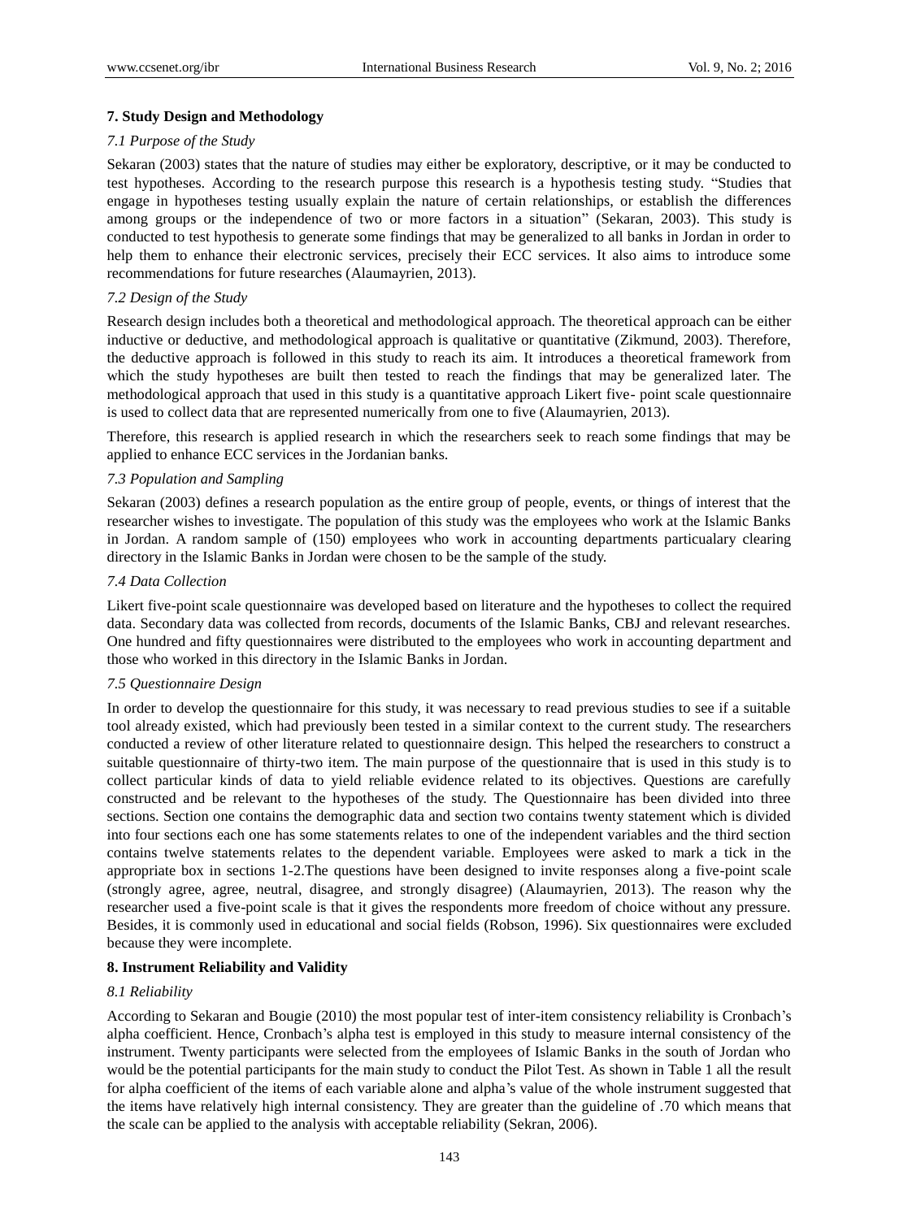## 7. Study Design and Methodology

### *7.1 Purpose of the Study*

Sekaran (2003) states that the nature of studies may either be exploratory, descriptive, or it may be conducted to test hypotheses. According to the research purpose this research is a hypothesis testing study. "Studies that engage in hypotheses testing usually explain the nature of certain relationships, or establish the differences among groups or the independence of two or more factors in a situation" (Sekaran, 2003). This study is conducted to test hypothesis to generate some findings that may be generalized to all banks in Jordan in order to help them to enhance their electronic services, precisely their ECC services. It also aims to introduce some recommendations for future researches (Alaumayrien, 2013).

### *7.2 Design of the Study*

Research design includes both a theoretical and methodological approach. The theoretical approach can be either inductive or deductive, and methodological approach is qualitative or quantitative (Zikmund, 2003). Therefore, the deductive approach is followed in this study to reach its aim. It introduces a theoretical framework from which the study hypotheses are built then tested to reach the findings that may be generalized later. The methodological approach that used in this study is a quantitative approach Likert five- point scale questionnaire is used to collect data that are represented numerically from one to five (Alaumayrien, 2013).

Therefore, this research is applied research in which the researchers seek to reach some findings that may be applied to enhance ECC services in the Jordanian banks.

### *7.3 Population and Sampling*

Sekaran (2003) defines a research population as the entire group of people, events, or things of interest that the researcher wishes to investigate. The population of this study was the employees who work at the Islamic Banks in Jordan. A random sample of (150) employees who work in accounting departments particualary clearing directory in the Islamic Banks in Jordan were chosen to be the sample of the study.

### *7.4 Data Collection*

Likert five-point scale questionnaire was developed based on literature and the hypotheses to collect the required data. Secondary data was collected from records, documents of the Islamic Banks, CBJ and relevant researches. One hundred and fifty questionnaires were distributed to the employees who work in accounting department and those who worked in this directory in the Islamic Banks in Jordan.

### *7.5 Questionnaire Design*

In order to develop the questionnaire for this study, it was necessary to read previous studies to see if a suitable tool already existed, which had previously been tested in a similar context to the current study. The researchers conducted a review of other literature related to questionnaire design. This helped the researchers to construct a suitable questionnaire of thirty-two item. The main purpose of the questionnaire that is used in this study is to collect particular kinds of data to yield reliable evidence related to its objectives. Questions are carefully constructed and be relevant to the hypotheses of the study. The Questionnaire has been divided into three sections. Section one contains the demographic data and section two contains twenty statement which is divided into four sections each one has some statements relates to one of the independent variables and the third section contains twelve statements relates to the dependent variable. Employees were asked to mark a tick in the appropriate box in sections 1-2.The questions have been designed to invite responses along a five-point scale (strongly agree, agree, neutral, disagree, and strongly disagree) (Alaumayrien, 2013). The reason why the researcher used a five-point scale is that it gives the respondents more freedom of choice without any pressure. Besides, it is commonly used in educational and social fields (Robson, 1996). Six questionnaires were excluded because they were incomplete.

## 8. Instrument Reliability and Validity

### *8.1 Reliability*

According to Sekaran and Bougie (2010) the most popular test of inter-item consistency reliability is Cronbach's alpha coefficient. Hence, Cronbach's alpha test is employed in this study to measure internal consistency of the instrument. Twenty participants were selected from the employees of Islamic Banks in the south of Jordan who would be the potential participants for the main study to conduct the Pilot Test. As shown in Table 1 all the result for alpha coefficient of the items of each variable alone and alpha's value of the whole instrument suggested that the items have relatively high internal consistency. They are greater than the guideline of .70 which means that the scale can be applied to the analysis with acceptable reliability (Sekran, 2006).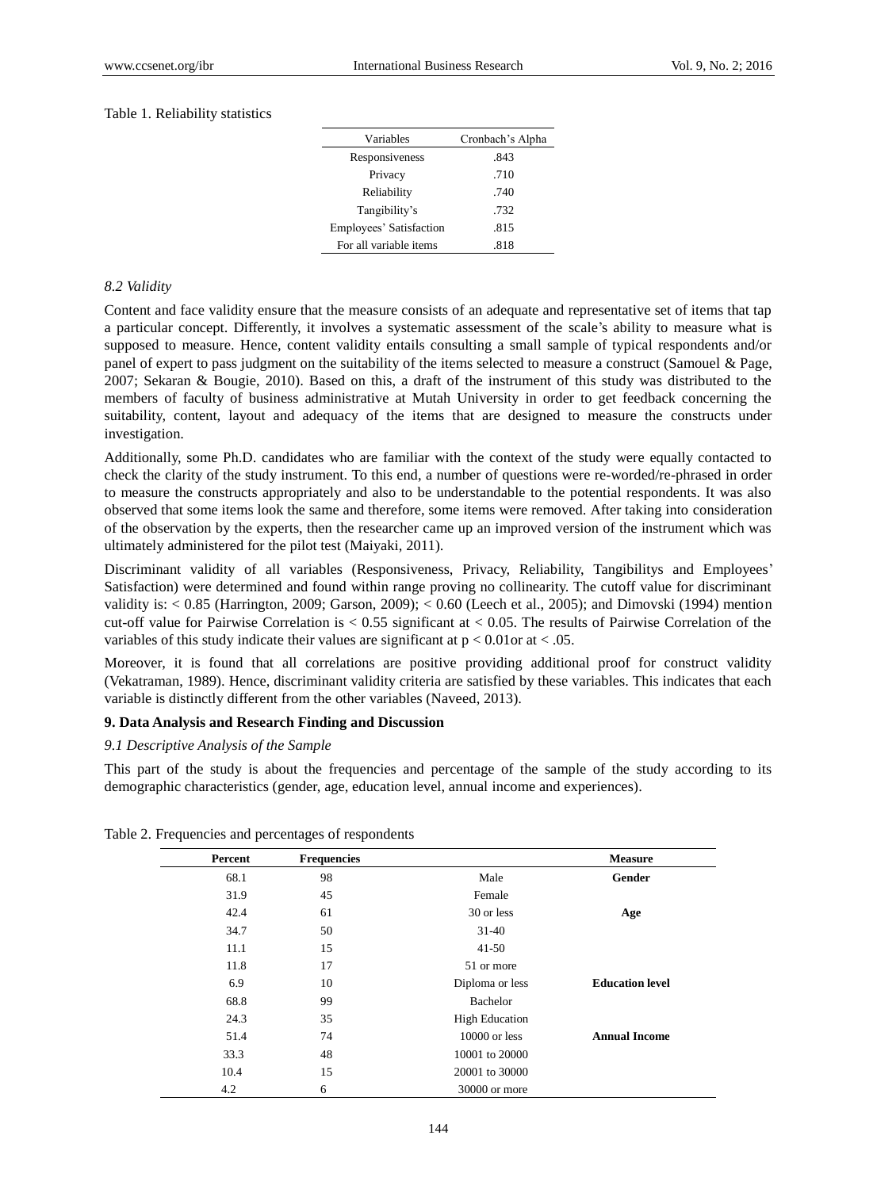Table 1. Reliability statistics

| Variables | Cronbach's Alpha |
|---|---|
| Responsiveness | .843 |
| Privacy | .710 |
| Reliability | .740 |
| Tangibility's | .732 |
| Employees' Satisfaction | .815 |
| For all variable items | .818 |

### 8.2 Validity

Content and face validity ensure that the measure consists of an adequate and representative set of items that tap a particular concept. Differently, it involves a systematic assessment of the scale's ability to measure what is supposed to measure. Hence, content validity entails consulting a small sample of typical respondents and/or panel of expert to pass judgment on the suitability of the items selected to measure a construct (Samouel & Page, 2007; Sekaran & Bougie, 2010). Based on this, a draft of the instrument of this study was distributed to the members of faculty of business administrative at Mutah University in order to get feedback concerning the suitability, content, layout and adequacy of the items that are designed to measure the constructs under investigation.

Additionally, some Ph.D. candidates who are familiar with the context of the study were equally contacted to check the clarity of the study instrument. To this end, a number of questions were re-worded/re-phrased in order to measure the constructs appropriately and also to be understandable to the potential respondents. It was also observed that some items look the same and therefore, some items were removed. After taking into consideration of the observation by the experts, then the researcher came up an improved version of the instrument which was ultimately administered for the pilot test (Maiyaki, 2011).

Discriminant validity of all variables (Responsiveness, Privacy, Reliability, Tangibilitys and Employees' Satisfaction) were determined and found within range proving no collinearity. The cutoff value for discriminant validity is: $< 0.85$ (Harrington, 2009; Garson, 2009); $< 0.60$ (Leech et al., 2005); and Dimovski (1994) mention cut-off value for Pairwise Correlation is $< 0.55$ significant at $< 0.05$. The results of Pairwise Correlation of the variables of this study indicate their values are significant at $p < 0.01$or at $< .05$.

Moreover, it is found that all correlations are positive providing additional proof for construct validity (Vekatraman, 1989). Hence, discriminant validity criteria are satisfied by these variables. This indicates that each variable is distinctly different from the other variables (Naveed, 2013).

## 9. Data Analysis and Research Finding and Discussion

### 9.1 Descriptive Analysis of the Sample

This part of the study is about the frequencies and percentage of the sample of the study according to its demographic characteristics (gender, age, education level, annual income and experiences).

Table 2. Frequencies and percentages of respondents

| Percent | Frequencies | | Measure |
|---|---|---|---|
| 68.1 | 98 | Male | **Gender** |
| 31.9 | 45 | Female | |
| 42.4 | 61 | 30 or less | **Age** |
| 34.7 | 50 | 31-40 | |
| 11.1 | 15 | 41-50 | |
| 11.8 | 17 | 51 or more | |
| 6.9 | 10 | Diploma or less | **Education level** |
| 68.8 | 99 | Bachelor | |
| 24.3 | 35 | High Education | |
| 51.4 | 74 | 10000 or less | **Annual Income** |
| 33.3 | 48 | 10001 to 20000 | |
| 10.4 | 15 | 20001 to 30000 | |
| 4.2 | 6 | 30000 or more | |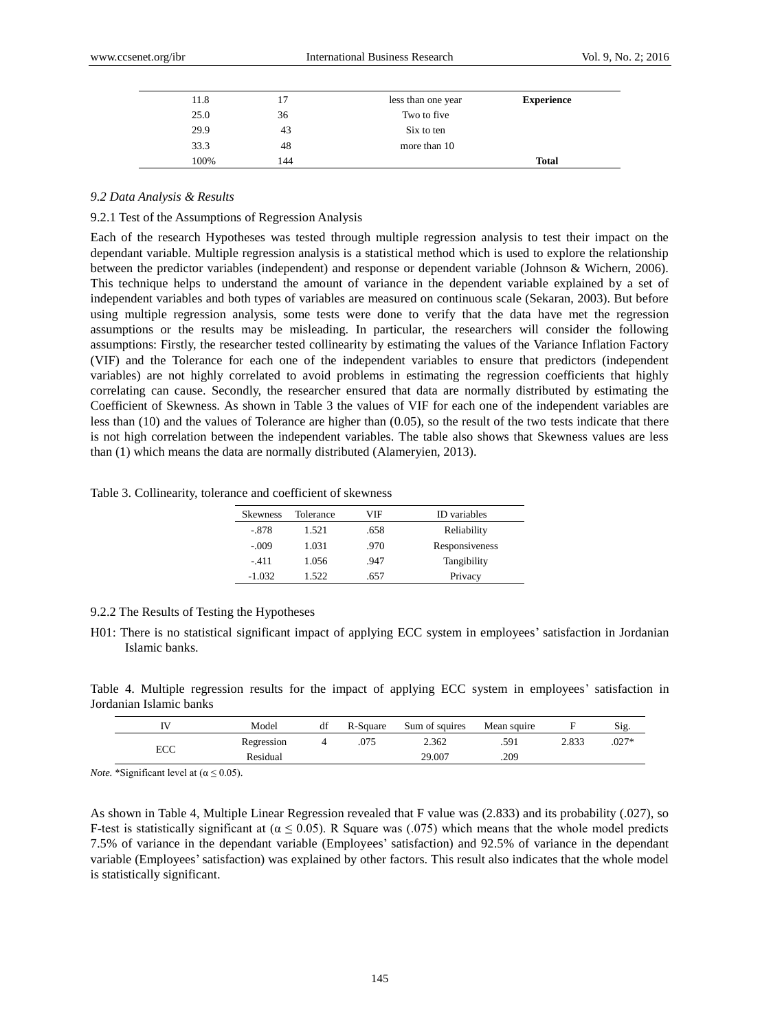| | | | |
|---|---|---|---|
| 11.8 | 17 | less than one year | **Experience** |
| 25.0 | 36 | Two to five | |
| 29.9 | 43 | Six to ten | |
| 33.3 | 48 | more than 10 | |
| 100% | 144 | | **Total** |

### *9.2 Data Analysis & Results*

#### 9.2.1 Test of the Assumptions of Regression Analysis

Each of the research Hypotheses was tested through multiple regression analysis to test their impact on the dependant variable. Multiple regression analysis is a statistical method which is used to explore the relationship between the predictor variables (independent) and response or dependent variable (Johnson & Wichern, 2006). This technique helps to understand the amount of variance in the dependent variable explained by a set of independent variables and both types of variables are measured on continuous scale (Sekaran, 2003). But before using multiple regression analysis, some tests were done to verify that the data have met the regression assumptions or the results may be misleading. In particular, the researchers will consider the following assumptions: Firstly, the researcher tested collinearity by estimating the values of the Variance Inflation Factory (VIF) and the Tolerance for each one of the independent variables to ensure that predictors (independent variables) are not highly correlated to avoid problems in estimating the regression coefficients that highly correlating can cause. Secondly, the researcher ensured that data are normally distributed by estimating the Coefficient of Skewness. As shown in Table 3 the values of VIF for each one of the independent variables are less than (10) and the values of Tolerance are higher than (0.05), so the result of the two tests indicate that there is not high correlation between the independent variables. The table also shows that Skewness values are less than (1) which means the data are normally distributed (Alameryien, 2013).

Table 3. Collinearity, tolerance and coefficient of skewness

| Skewness | Tolerance | VIF | ID variables |
|---|---|---|---|
| -.878 | 1.521 | .658 | Reliability |
| -.009 | 1.031 | .970 | Responsiveness |
| -.411 | 1.056 | .947 | Tangibility |
| -1.032 | 1.522 | .657 | Privacy |

#### 9.2.2 The Results of Testing the Hypotheses

H01: There is no statistical significant impact of applying ECC system in employees' satisfaction in Jordanian Islamic banks.

Table 4. Multiple regression results for the impact of applying ECC system in employees' satisfaction in Jordanian Islamic banks

| IV | Model | df | R-Square | Sum of squires | Mean squire | F | Sig. |
|---|---|---|---|---|---|---|---|
| ECC | Regression | 4 | .075 | 2.362 | .591 | 2.833 | .027* |
| | Residual | | | 29.007 | .209 | | |

*Note.* *Significant level at ($\alpha \leq 0.05$).

As shown in Table 4, Multiple Linear Regression revealed that F value was (2.833) and its probability (.027), so F-test is statistically significant at ($\alpha \leq 0.05$). R Square was (.075) which means that the whole model predicts 7.5% of variance in the dependant variable (Employees' satisfaction) and 92.5% of variance in the dependant variable (Employees' satisfaction) was explained by other factors. This result also indicates that the whole model is statistically significant.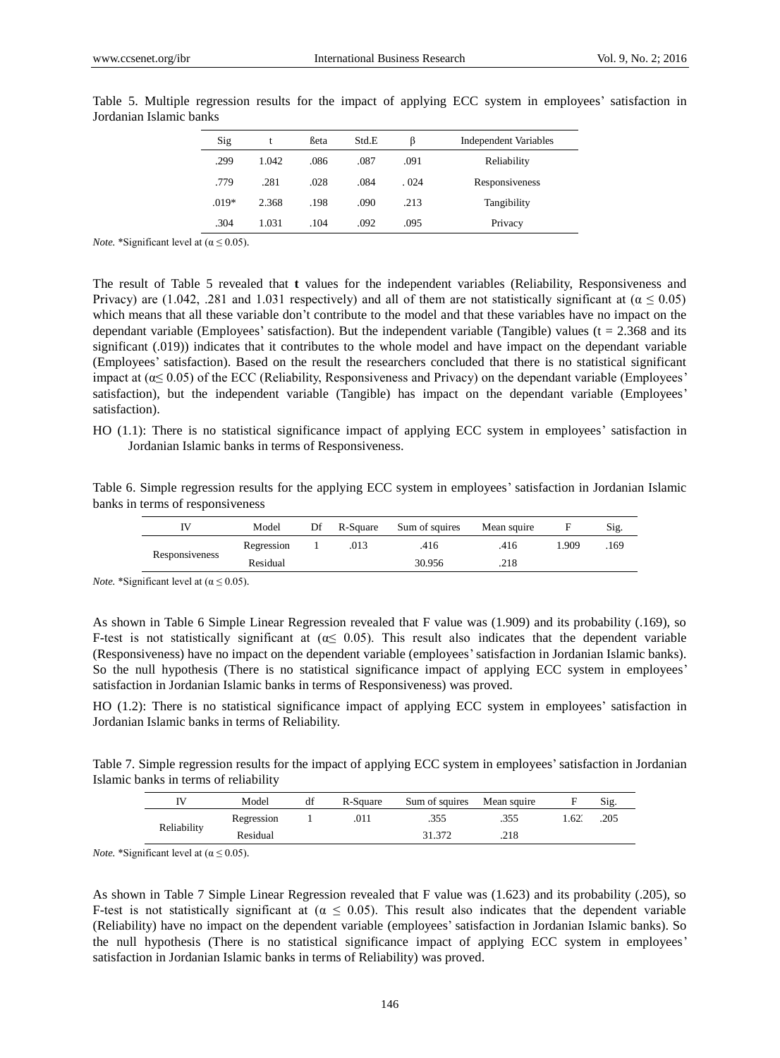Table 5. Multiple regression results for the impact of applying ECC system in employees' satisfaction in Jordanian Islamic banks

| Sig | t | ßeta | Std.E | β | Independent Variables |
|---|---|---|---|---|---|
| .299 | 1.042 | .086 | .087 | .091 | Reliability |
| .779 | .281 | .028 | .084 | . 024 | Responsiveness |
| .019* | 2.368 | .198 | .090 | .213 | Tangibility |
| .304 | 1.031 | .104 | .092 | .095 | Privacy |

*Note.* *Significant level at ($\alpha \leq 0.05$).

The result of Table 5 revealed that **t** values for the independent variables (Reliability, Responsiveness and Privacy) are (1.042, .281 and 1.031 respectively) and all of them are not statistically significant at ($\alpha \leq 0.05$) which means that all these variable don't contribute to the model and that these variables have no impact on the dependant variable (Employees' satisfaction). But the independent variable (Tangible) values (t = 2.368 and its significant (.019)) indicates that it contributes to the whole model and have impact on the dependant variable (Employees' satisfaction). Based on the result the researchers concluded that there is no statistical significant impact at ($\alpha \leq 0.05$) of the ECC (Reliability, Responsiveness and Privacy) on the dependant variable (Employees' satisfaction), but the independent variable (Tangible) has impact on the dependant variable (Employees' satisfaction).

HO (1.1): There is no statistical significance impact of applying ECC system in employees' satisfaction in Jordanian Islamic banks in terms of Responsiveness.

Table 6. Simple regression results for the applying ECC system in employees' satisfaction in Jordanian Islamic banks in terms of responsiveness

| IV | Model | Df | R-Square | Sum of squires | Mean squire | F | Sig. |
|---|---|---|---|---|---|---|---|
| Responsiveness | Regression | 1 | .013 | .416 | .416 | 1.909 | .169 |
| | Residual | | | 30.956 | .218 | | |

*Note.* *Significant level at ($\alpha \leq 0.05$).

As shown in Table 6 Simple Linear Regression revealed that F value was (1.909) and its probability (.169), so F-test is not statistically significant at ($\alpha \leq 0.05$). This result also indicates that the dependent variable (Responsiveness) have no impact on the dependent variable (employees' satisfaction in Jordanian Islamic banks). So the null hypothesis (There is no statistical significance impact of applying ECC system in employees' satisfaction in Jordanian Islamic banks in terms of Responsiveness) was proved.

HO (1.2): There is no statistical significance impact of applying ECC system in employees' satisfaction in Jordanian Islamic banks in terms of Reliability.

Table 7. Simple regression results for the impact of applying ECC system in employees' satisfaction in Jordanian Islamic banks in terms of reliability

| IV | Model | df | R-Square | Sum of squires | Mean squire | F | Sig. |
|---|---|---|---|---|---|---|---|
| Reliability | Regression | 1 | .011 | .355 | .355 | 1.623 | .205 |
| | Residual | | | 31.372 | .218 | | |

*Note.* *Significant level at ($\alpha \leq 0.05$).

As shown in Table 7 Simple Linear Regression revealed that F value was (1.623) and its probability (.205), so F-test is not statistically significant at ($\alpha \leq 0.05$). This result also indicates that the dependent variable (Reliability) have no impact on the dependent variable (employees' satisfaction in Jordanian Islamic banks). So the null hypothesis (There is no statistical significance impact of applying ECC system in employees' satisfaction in Jordanian Islamic banks in terms of Reliability) was proved.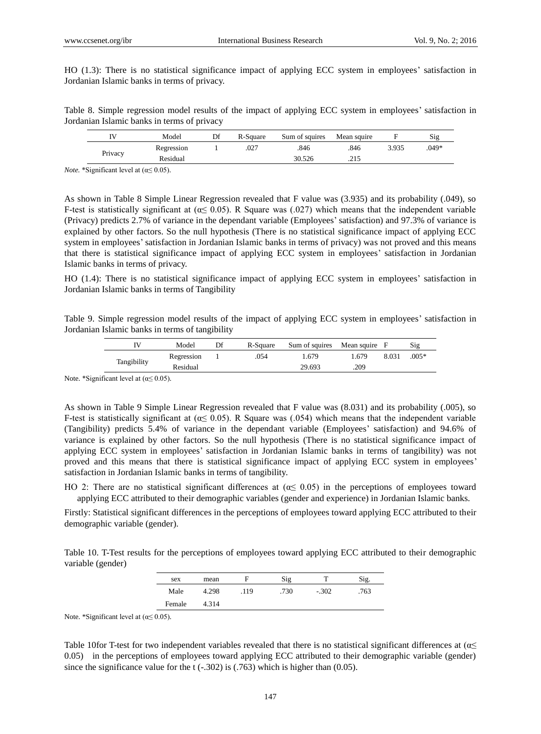HO (1.3): There is no statistical significance impact of applying ECC system in employees' satisfaction in Jordanian Islamic banks in terms of privacy.

Table 8. Simple regression model results of the impact of applying ECC system in employees' satisfaction in Jordanian Islamic banks in terms of privacy

| IV | Model | Df | R-Square | Sum of squires | Mean squire | F | Sig |
|---|---|---|---|---|---|---|---|
| Privacy | Regression | 1 | .027 | .846 | .846 | 3.935 | .049* |
| | Residual | | | 30.526 | .215 | | |

*Note.* *Significant level at ($\alpha \leq 0.05$).

As shown in Table 8 Simple Linear Regression revealed that F value was (3.935) and its probability (.049), so F-test is statistically significant at ($\alpha \leq 0.05$). R Square was (.027) which means that the independent variable (Privacy) predicts 2.7% of variance in the dependant variable (Employees' satisfaction) and 97.3% of variance is explained by other factors. So the null hypothesis (There is no statistical significance impact of applying ECC system in employees' satisfaction in Jordanian Islamic banks in terms of privacy) was not proved and this means that there is statistical significance impact of applying ECC system in employees' satisfaction in Jordanian Islamic banks in terms of privacy.

HO (1.4): There is no statistical significance impact of applying ECC system in employees' satisfaction in Jordanian Islamic banks in terms of Tangibility

Table 9. Simple regression model results of the impact of applying ECC system in employees' satisfaction in Jordanian Islamic banks in terms of tangibility

| IV | Model | Df | R-Square | Sum of squires | Mean squire | F | Sig |
|---|---|---|---|---|---|---|---|
| Tangibility | Regression | 1 | .054 | 1.679 | 1.679 | 8.031 | .005* |
| | Residual | | | 29.693 | .209 | | |

Note. *Significant level at ($\alpha \leq 0.05$).

As shown in Table 9 Simple Linear Regression revealed that F value was (8.031) and its probability (.005), so F-test is statistically significant at ($\alpha \leq 0.05$). R Square was (.054) which means that the independent variable (Tangibility) predicts 5.4% of variance in the dependant variable (Employees' satisfaction) and 94.6% of variance is explained by other factors. So the null hypothesis (There is no statistical significance impact of applying ECC system in employees' satisfaction in Jordanian Islamic banks in terms of tangibility) was not proved and this means that there is statistical significance impact of applying ECC system in employees' satisfaction in Jordanian Islamic banks in terms of tangibility.

HO 2: There are no statistical significant differences at ($\alpha \leq 0.05$) in the perceptions of employees toward applying ECC attributed to their demographic variables (gender and experience) in Jordanian Islamic banks.

Firstly: Statistical significant differences in the perceptions of employees toward applying ECC attributed to their demographic variable (gender).

Table 10. T-Test results for the perceptions of employees toward applying ECC attributed to their demographic variable (gender)

| sex | mean | F | Sig | T | Sig. |
|---|---|---|---|---|---|
| Male | 4.298 | .119 | .730 | -.302 | .763 |
| Female | 4.314 | | | | |

Note. *Significant level at ($\alpha \leq 0.05$).

Table 10for T-test for two independent variables revealed that there is no statistical significant differences at ($\alpha \leq$ 0.05) in the perceptions of employees toward applying ECC attributed to their demographic variable (gender) since the significance value for the t (-.302) is (.763) which is higher than (0.05).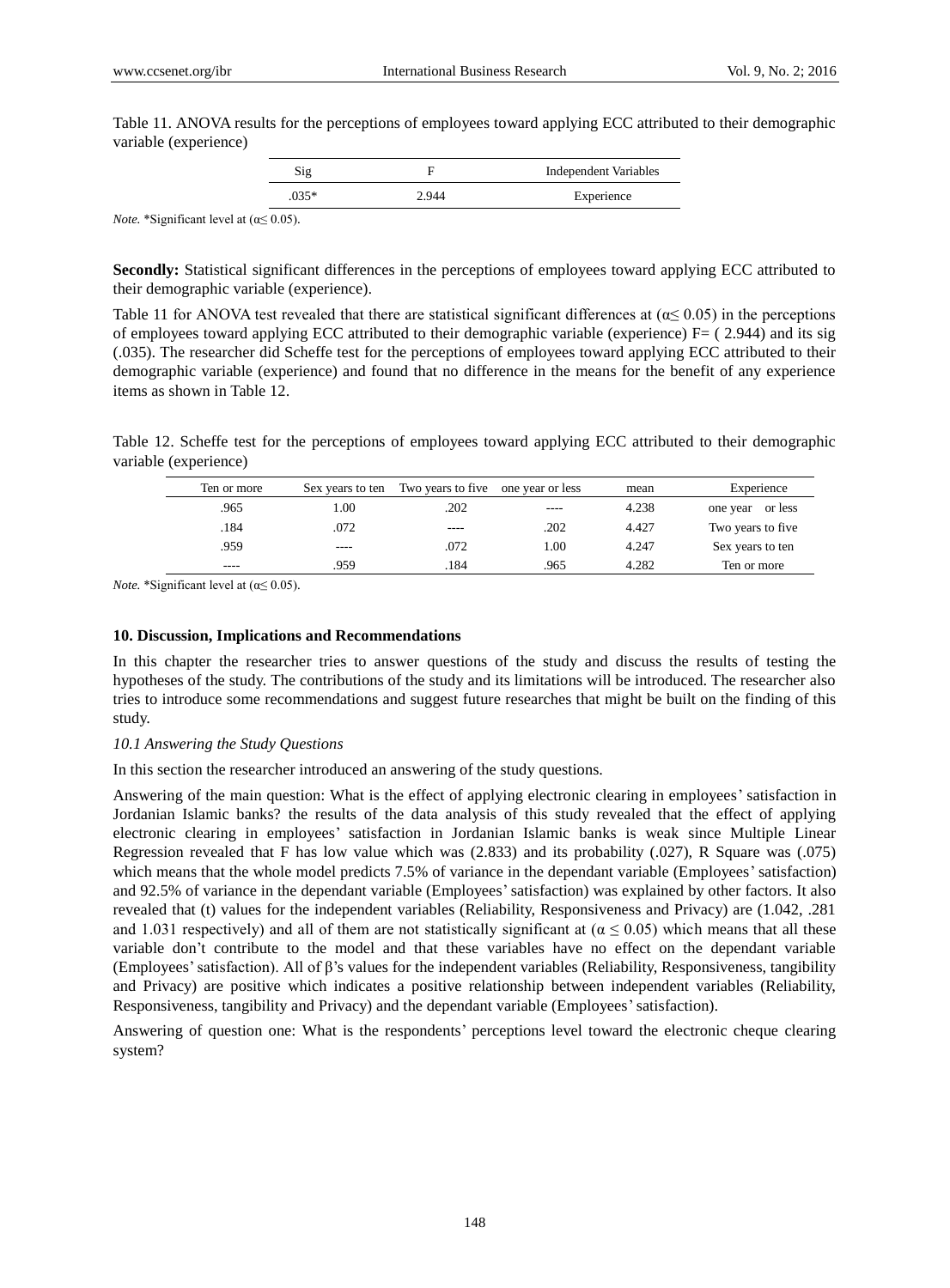Table 11. ANOVA results for the perceptions of employees toward applying ECC attributed to their demographic variable (experience)

| Sig | F | Independent Variables |
|---|---|---|
| .035* | 2.944 | Experience |

*Note.* *Significant level at (α≤ 0.05).

**Secondly:** Statistical significant differences in the perceptions of employees toward applying ECC attributed to their demographic variable (experience).

Table 11 for ANOVA test revealed that there are statistical significant differences at (α≤ 0.05) in the perceptions of employees toward applying ECC attributed to their demographic variable (experience) F= ( 2.944) and its sig (.035). The researcher did Scheffe test for the perceptions of employees toward applying ECC attributed to their demographic variable (experience) and found that no difference in the means for the benefit of any experience items as shown in Table 12.

Table 12. Scheffe test for the perceptions of employees toward applying ECC attributed to their demographic variable (experience)

| Ten or more | Sex years to ten | Two years to five | one year or less | mean | Experience |
|---|---|---|---|---|---|
| .965 | 1.00 | .202 | ---- | 4.238 | one year or less |
| .184 | .072 | ---- | .202 | 4.427 | Two years to five |
| .959 | ---- | .072 | 1.00 | 4.247 | Sex years to ten |
| ---- | .959 | .184 | .965 | 4.282 | Ten or more |

*Note.* *Significant level at (α≤ 0.05).

## 10. Discussion, Implications and Recommendations

In this chapter the researcher tries to answer questions of the study and discuss the results of testing the hypotheses of the study. The contributions of the study and its limitations will be introduced. The researcher also tries to introduce some recommendations and suggest future researches that might be built on the finding of this study.

### *10.1 Answering the Study Questions*

In this section the researcher introduced an answering of the study questions.

Answering of the main question: What is the effect of applying electronic clearing in employees' satisfaction in Jordanian Islamic banks? the results of the data analysis of this study revealed that the effect of applying electronic clearing in employees' satisfaction in Jordanian Islamic banks is weak since Multiple Linear Regression revealed that F has low value which was (2.833) and its probability (.027), R Square was (.075) which means that the whole model predicts 7.5% of variance in the dependant variable (Employees' satisfaction) and 92.5% of variance in the dependant variable (Employees' satisfaction) was explained by other factors. It also revealed that (t) values for the independent variables (Reliability, Responsiveness and Privacy) are (1.042, .281 and 1.031 respectively) and all of them are not statistically significant at (α ≤ 0.05) which means that all these variable don't contribute to the model and that these variables have no effect on the dependant variable (Employees' satisfaction). All of β's values for the independent variables (Reliability, Responsiveness, tangibility and Privacy) are positive which indicates a positive relationship between independent variables (Reliability, Responsiveness, tangibility and Privacy) and the dependant variable (Employees' satisfaction).

Answering of question one: What is the respondents' perceptions level toward the electronic cheque clearing system?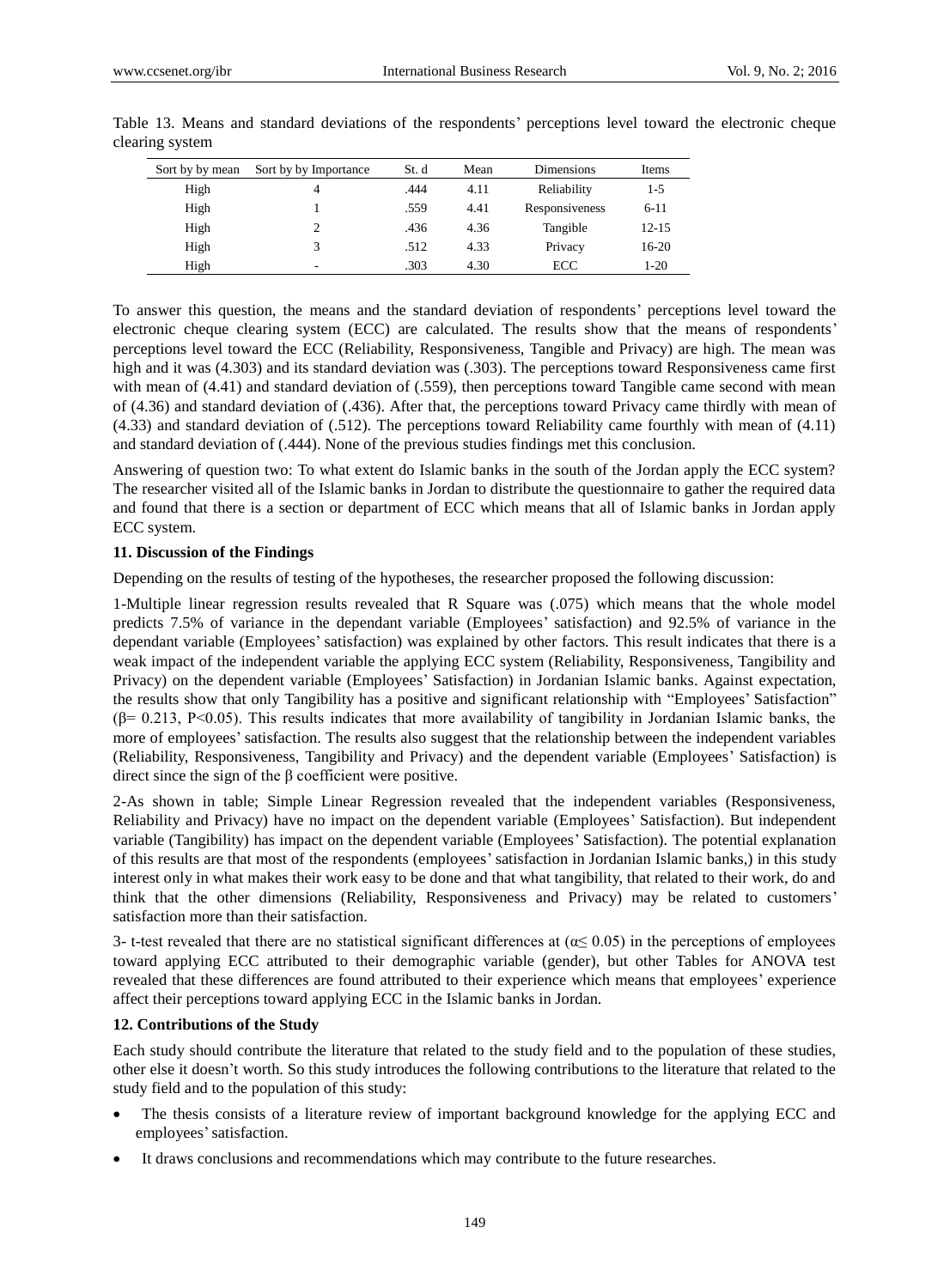Table 13. Means and standard deviations of the respondents' perceptions level toward the electronic cheque clearing system

| Sort by by mean | Sort by by Importance | St. d | Mean | Dimensions | Items |
|---|---|---|---|---|---|
| High | 4 | .444 | 4.11 | Reliability | 1-5 |
| High | 1 | .559 | 4.41 | Responsiveness | 6-11 |
| High | 2 | .436 | 4.36 | Tangible | 12-15 |
| High | 3 | .512 | 4.33 | Privacy | 16-20 |
| High | - | .303 | 4.30 | ECC | 1-20 |

To answer this question, the means and the standard deviation of respondents' perceptions level toward the electronic cheque clearing system (ECC) are calculated. The results show that the means of respondents' perceptions level toward the ECC (Reliability, Responsiveness, Tangible and Privacy) are high. The mean was high and it was (4.303) and its standard deviation was (.303). The perceptions toward Responsiveness came first with mean of (4.41) and standard deviation of (.559), then perceptions toward Tangible came second with mean of (4.36) and standard deviation of (.436). After that, the perceptions toward Privacy came thirdly with mean of (4.33) and standard deviation of (.512). The perceptions toward Reliability came fourthly with mean of (4.11) and standard deviation of (.444). None of the previous studies findings met this conclusion.

Answering of question two: To what extent do Islamic banks in the south of the Jordan apply the ECC system? The researcher visited all of the Islamic banks in Jordan to distribute the questionnaire to gather the required data and found that there is a section or department of ECC which means that all of Islamic banks in Jordan apply ECC system.

**11. Discussion of the Findings**

Depending on the results of testing of the hypotheses, the researcher proposed the following discussion:

1-Multiple linear regression results revealed that R Square was (.075) which means that the whole model predicts 7.5% of variance in the dependant variable (Employees' satisfaction) and 92.5% of variance in the dependant variable (Employees' satisfaction) was explained by other factors. This result indicates that there is a weak impact of the independent variable the applying ECC system (Reliability, Responsiveness, Tangibility and Privacy) on the dependent variable (Employees' Satisfaction) in Jordanian Islamic banks. Against expectation, the results show that only Tangibility has a positive and significant relationship with "Employees' Satisfaction" ($\beta$= 0.213, $P<0.05$). This results indicates that more availability of tangibility in Jordanian Islamic banks, the more of employees' satisfaction. The results also suggest that the relationship between the independent variables (Reliability, Responsiveness, Tangibility and Privacy) and the dependent variable (Employees' Satisfaction) is direct since the sign of the $\beta$ coefficient were positive.

2-As shown in table; Simple Linear Regression revealed that the independent variables (Responsiveness, Reliability and Privacy) have no impact on the dependent variable (Employees' Satisfaction). But independent variable (Tangibility) has impact on the dependent variable (Employees' Satisfaction). The potential explanation of this results are that most of the respondents (employees' satisfaction in Jordanian Islamic banks,) in this study interest only in what makes their work easy to be done and that what tangibility, that related to their work, do and think that the other dimensions (Reliability, Responsiveness and Privacy) may be related to customers' satisfaction more than their satisfaction.

3- t-test revealed that there are no statistical significant differences at ($\alpha \leq 0.05$) in the perceptions of employees toward applying ECC attributed to their demographic variable (gender), but other Tables for ANOVA test revealed that these differences are found attributed to their experience which means that employees' experience affect their perceptions toward applying ECC in the Islamic banks in Jordan.

**12. Contributions of the Study**

Each study should contribute the literature that related to the study field and to the population of these studies, other else it doesn't worth. So this study introduces the following contributions to the literature that related to the study field and to the population of this study:

- The thesis consists of a literature review of important background knowledge for the applying ECC and employees' satisfaction.
- It draws conclusions and recommendations which may contribute to the future researches.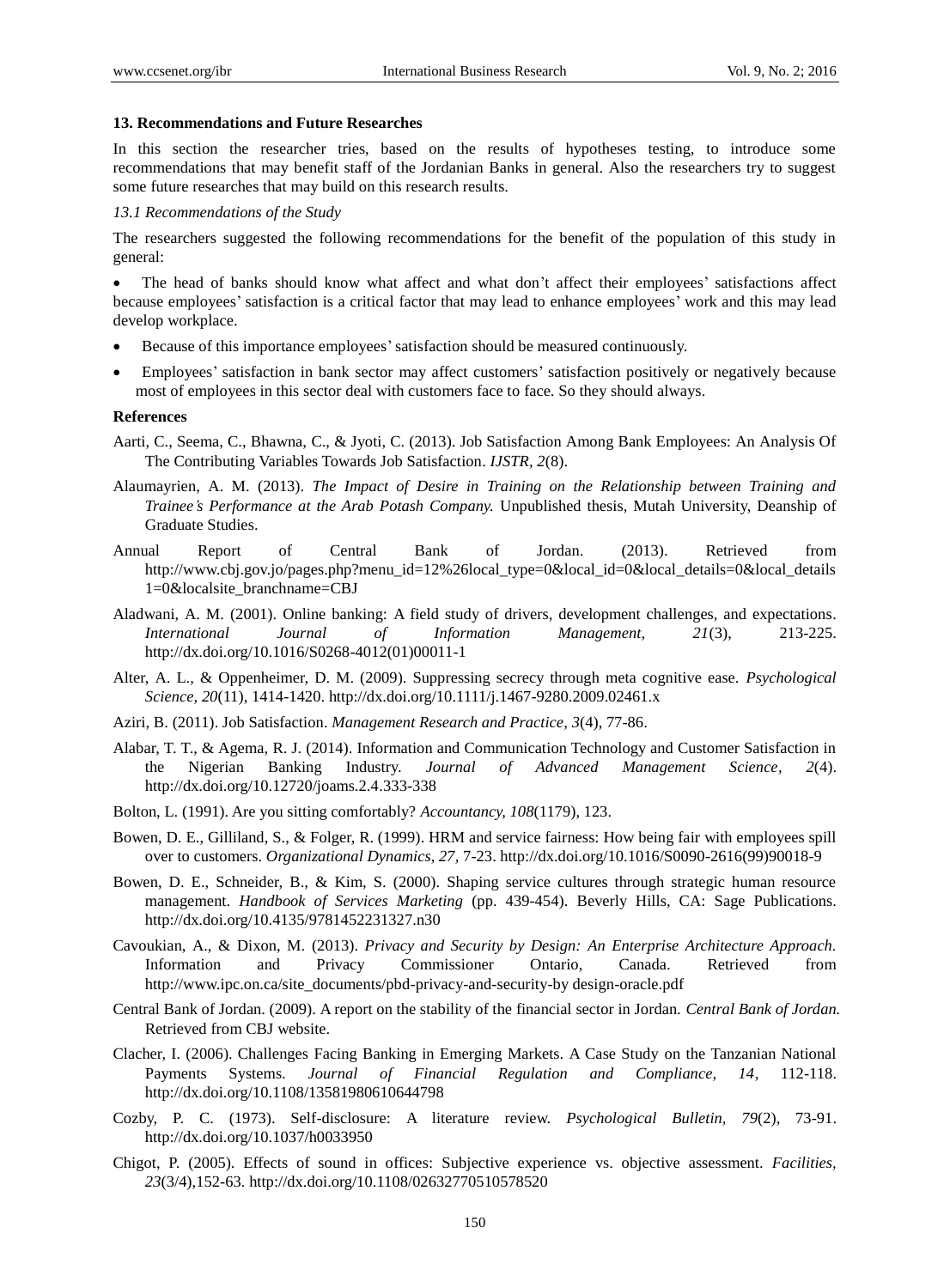### 13. Recommendations and Future Researches

In this section the researcher tries, based on the results of hypotheses testing, to introduce some recommendations that may benefit staff of the Jordanian Banks in general. Also the researchers try to suggest some future researches that may build on this research results.

*13.1 Recommendations of the Study*

The researchers suggested the following recommendations for the benefit of the population of this study in general:

- The head of banks should know what affect and what don't affect their employees' satisfactions affect because employees' satisfaction is a critical factor that may lead to enhance employees' work and this may lead develop workplace.
- Because of this importance employees' satisfaction should be measured continuously.
- Employees' satisfaction in bank sector may affect customers' satisfaction positively or negatively because most of employees in this sector deal with customers face to face. So they should always.

### References

Aarti, C., Seema, C., Bhawna, C., & Jyoti, C. (2013). Job Satisfaction Among Bank Employees: An Analysis Of The Contributing Variables Towards Job Satisfaction. *IJSTR, 2*(8).

Alaumayrien, A. M. (2013). *The Impact of Desire in Training on the Relationship between Training and Trainee's Performance at the Arab Potash Company.* Unpublished thesis, Mutah University, Deanship of Graduate Studies.

Annual Report of Central Bank of Jordan. (2013). Retrieved from http://www.cbj.gov.jo/pages.php?menu_id=12%26local_type=0&local_id=0&local_details=0&local_details1=0&localsite_branchname=CBJ

Aladwani, A. M. (2001). Online banking: A field study of drivers, development challenges, and expectations. *International Journal of Information Management, 21*(3), 213-225. http://dx.doi.org/10.1016/S0268-4012(01)00011-1

Alter, A. L., & Oppenheimer, D. M. (2009). Suppressing secrecy through meta cognitive ease. *Psychological Science, 20*(11), 1414-1420. http://dx.doi.org/10.1111/j.1467-9280.2009.02461.x

Aziri, B. (2011). Job Satisfaction. *Management Research and Practice, 3*(4), 77-86.

Alabar, T. T., & Agema, R. J. (2014). Information and Communication Technology and Customer Satisfaction in the Nigerian Banking Industry. *Journal of Advanced Management Science, 2*(4). http://dx.doi.org/10.12720/joams.2.4.333-338

Bolton, L. (1991). Are you sitting comfortably? *Accountancy, 108*(1179), 123.

Bowen, D. E., Gilliland, S., & Folger, R. (1999). HRM and service fairness: How being fair with employees spill over to customers. *Organizational Dynamics, 27*, 7-23. http://dx.doi.org/10.1016/S0090-2616(99)90018-9

Bowen, D. E., Schneider, B., & Kim, S. (2000). Shaping service cultures through strategic human resource management. *Handbook of Services Marketing* (pp. 439-454). Beverly Hills, CA: Sage Publications. http://dx.doi.org/10.4135/9781452231327.n30

Cavoukian, A., & Dixon, M. (2013). *Privacy and Security by Design: An Enterprise Architecture Approach.* Information and Privacy Commissioner Ontario, Canada. Retrieved from http://www.ipc.on.ca/site_documents/pbd-privacy-and-security-by design-oracle.pdf

Central Bank of Jordan. (2009). A report on the stability of the financial sector in Jordan. *Central Bank of Jordan.* Retrieved from CBJ website.

Clacher, I. (2006). Challenges Facing Banking in Emerging Markets. A Case Study on the Tanzanian National Payments Systems. *Journal of Financial Regulation and Compliance, 14*, 112-118. http://dx.doi.org/10.1108/13581980610644798

Cozby, P. C. (1973). Self-disclosure: A literature review. *Psychological Bulletin, 79*(2), 73-91. http://dx.doi.org/10.1037/h0033950

Chigot, P. (2005). Effects of sound in offices: Subjective experience vs. objective assessment. *Facilities, 23*(3/4),152-63. http://dx.doi.org/10.1108/02632770510578520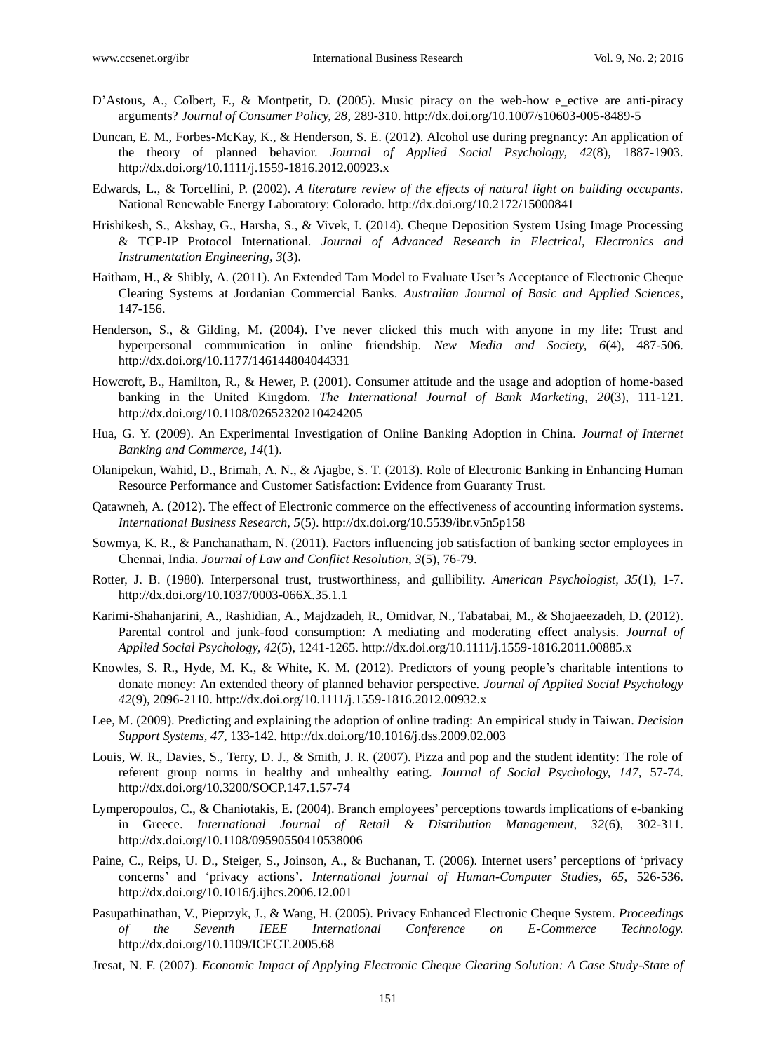D'Astous, A., Colbert, F., & Montpetit, D. (2005). Music piracy on the web-how e_ective are anti-piracy arguments? *Journal of Consumer Policy, 28*, 289-310. http://dx.doi.org/10.1007/s10603-005-8489-5

Duncan, E. M., Forbes-McKay, K., & Henderson, S. E. (2012). Alcohol use during pregnancy: An application of the theory of planned behavior. *Journal of Applied Social Psychology, 42*(8), 1887-1903. http://dx.doi.org/10.1111/j.1559-1816.2012.00923.x

Edwards, L., & Torcellini, P. (2002). *A literature review of the effects of natural light on building occupants*. National Renewable Energy Laboratory: Colorado. http://dx.doi.org/10.2172/15000841

Hrishikesh, S., Akshay, G., Harsha, S., & Vivek, I. (2014). Cheque Deposition System Using Image Processing & TCP-IP Protocol International. *Journal of Advanced Research in Electrical, Electronics and Instrumentation Engineering, 3*(3).

Haitham, H., & Shibly, A. (2011). An Extended Tam Model to Evaluate User's Acceptance of Electronic Cheque Clearing Systems at Jordanian Commercial Banks. *Australian Journal of Basic and Applied Sciences*, 147-156.

Henderson, S., & Gilding, M. (2004). I've never clicked this much with anyone in my life: Trust and hyperpersonal communication in online friendship. *New Media and Society, 6*(4), 487-506. http://dx.doi.org/10.1177/146144804044331

Howcroft, B., Hamilton, R., & Hewer, P. (2001). Consumer attitude and the usage and adoption of home-based banking in the United Kingdom. *The International Journal of Bank Marketing, 20*(3), 111-121. http://dx.doi.org/10.1108/02652320210424205

Hua, G. Y. (2009). An Experimental Investigation of Online Banking Adoption in China. *Journal of Internet Banking and Commerce, 14*(1).

Olanipekun, Wahid, D., Brimah, A. N., & Ajagbe, S. T. (2013). Role of Electronic Banking in Enhancing Human Resource Performance and Customer Satisfaction: Evidence from Guaranty Trust.

Qatawneh, A. (2012). The effect of Electronic commerce on the effectiveness of accounting information systems. *International Business Research, 5*(5). http://dx.doi.org/10.5539/ibr.v5n5p158

Sowmya, K. R., & Panchanatham, N. (2011). Factors influencing job satisfaction of banking sector employees in Chennai, India. *Journal of Law and Conflict Resolution, 3*(5), 76-79.

Rotter, J. B. (1980). Interpersonal trust, trustworthiness, and gullibility. *American Psychologist, 35*(1), 1-7. http://dx.doi.org/10.1037/0003-066X.35.1.1

Karimi-Shahanjarini, A., Rashidian, A., Majdzadeh, R., Omidvar, N., Tabatabai, M., & Shojaeezadeh, D. (2012). Parental control and junk-food consumption: A mediating and moderating effect analysis. *Journal of Applied Social Psychology, 42*(5), 1241-1265. http://dx.doi.org/10.1111/j.1559-1816.2011.00885.x

Knowles, S. R., Hyde, M. K., & White, K. M. (2012). Predictors of young people's charitable intentions to donate money: An extended theory of planned behavior perspective. *Journal of Applied Social Psychology 42*(9), 2096-2110. http://dx.doi.org/10.1111/j.1559-1816.2012.00932.x

Lee, M. (2009). Predicting and explaining the adoption of online trading: An empirical study in Taiwan. *Decision Support Systems, 47*, 133-142. http://dx.doi.org/10.1016/j.dss.2009.02.003

Louis, W. R., Davies, S., Terry, D. J., & Smith, J. R. (2007). Pizza and pop and the student identity: The role of referent group norms in healthy and unhealthy eating. *Journal of Social Psychology, 147*, 57-74. http://dx.doi.org/10.3200/SOCP.147.1.57-74

Lymperopoulos, C., & Chaniotakis, E. (2004). Branch employees' perceptions towards implications of e-banking in Greece. *International Journal of Retail & Distribution Management, 32*(6), 302-311. http://dx.doi.org/10.1108/09590550410538006

Paine, C., Reips, U. D., Steiger, S., Joinson, A., & Buchanan, T. (2006). Internet users' perceptions of 'privacy concerns' and 'privacy actions'. *International journal of Human-Computer Studies, 65*, 526-536. http://dx.doi.org/10.1016/j.ijhcs.2006.12.001

Pasupathinathan, V., Pieprzyk, J., & Wang, H. (2005). Privacy Enhanced Electronic Cheque System. *Proceedings of the Seventh IEEE International Conference on E-Commerce Technology.* http://dx.doi.org/10.1109/ICECT.2005.68

Jresat, N. F. (2007). *Economic Impact of Applying Electronic Cheque Clearing Solution: A Case Study-State of*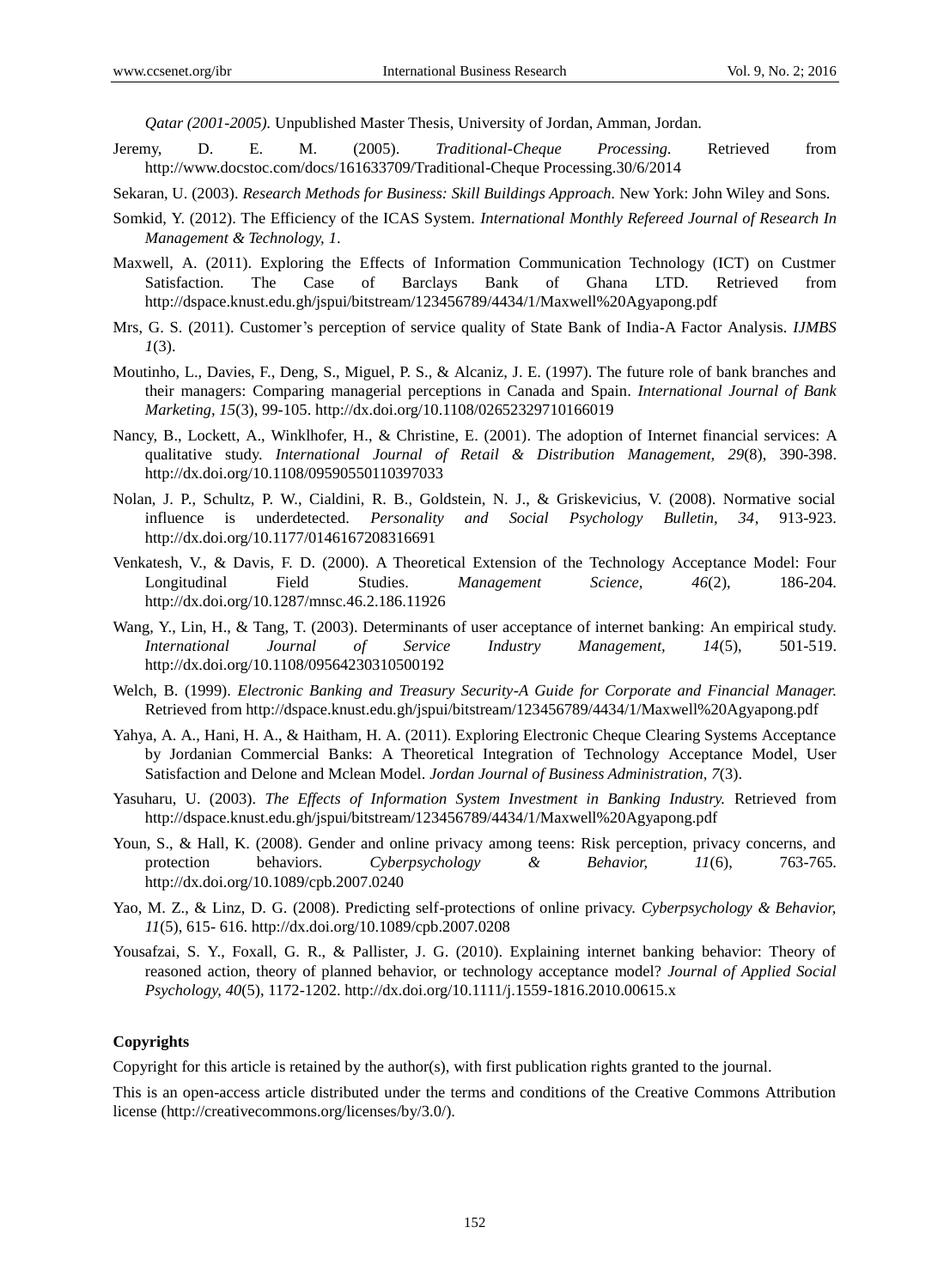*Qatar (2001-2005).* Unpublished Master Thesis, University of Jordan, Amman, Jordan.

Jeremy, D. E. M. (2005). *Traditional-Cheque Processing.* Retrieved from http://www.docstoc.com/docs/161633709/Traditional-Cheque Processing.30/6/2014

Sekaran, U. (2003). *Research Methods for Business: Skill Buildings Approach.* New York: John Wiley and Sons.

Somkid, Y. (2012). The Efficiency of the ICAS System. *International Monthly Refereed Journal of Research In Management & Technology, 1*.

Maxwell, A. (2011). Exploring the Effects of Information Communication Technology (ICT) on Custmer Satisfaction. The Case of Barclays Bank of Ghana LTD. Retrieved from http://dspace.knust.edu.gh/jspui/bitstream/123456789/4434/1/Maxwell%20Agyapong.pdf

Mrs, G. S. (2011). Customer's perception of service quality of State Bank of India-A Factor Analysis. *IJMBS 1*(3).

Moutinho, L., Davies, F., Deng, S., Miguel, P. S., & Alcaniz, J. E. (1997). The future role of bank branches and their managers: Comparing managerial perceptions in Canada and Spain. *International Journal of Bank Marketing, 15*(3), 99-105. http://dx.doi.org/10.1108/02652329710166019

Nancy, B., Lockett, A., Winklhofer, H., & Christine, E. (2001). The adoption of Internet financial services: A qualitative study. *International Journal of Retail & Distribution Management, 29*(8), 390-398. http://dx.doi.org/10.1108/09590550110397033

Nolan, J. P., Schultz, P. W., Cialdini, R. B., Goldstein, N. J., & Griskevicius, V. (2008). Normative social influence is underdetected. *Personality and Social Psychology Bulletin, 34*, 913-923. http://dx.doi.org/10.1177/0146167208316691

Venkatesh, V., & Davis, F. D. (2000). A Theoretical Extension of the Technology Acceptance Model: Four Longitudinal Field Studies. *Management Science, 46*(2), 186-204. http://dx.doi.org/10.1287/mnsc.46.2.186.11926

Wang, Y., Lin, H., & Tang, T. (2003). Determinants of user acceptance of internet banking: An empirical study. *International Journal of Service Industry Management, 14*(5), 501-519. http://dx.doi.org/10.1108/09564230310500192

Welch, B. (1999). *Electronic Banking and Treasury Security-A Guide for Corporate and Financial Manager.* Retrieved from http://dspace.knust.edu.gh/jspui/bitstream/123456789/4434/1/Maxwell%20Agyapong.pdf

Yahya, A. A., Hani, H. A., & Haitham, H. A. (2011). Exploring Electronic Cheque Clearing Systems Acceptance by Jordanian Commercial Banks: A Theoretical Integration of Technology Acceptance Model, User Satisfaction and Delone and Mclean Model. *Jordan Journal of Business Administration, 7*(3).

Yasuharu, U. (2003). *The Effects of Information System Investment in Banking Industry.* Retrieved from http://dspace.knust.edu.gh/jspui/bitstream/123456789/4434/1/Maxwell%20Agyapong.pdf

Youn, S., & Hall, K. (2008). Gender and online privacy among teens: Risk perception, privacy concerns, and protection behaviors. *Cyberpsychology & Behavior, 11*(6), 763-765. http://dx.doi.org/10.1089/cpb.2007.0240

Yao, M. Z., & Linz, D. G. (2008). Predicting self-protections of online privacy. *Cyberpsychology & Behavior, 11*(5), 615- 616. http://dx.doi.org/10.1089/cpb.2007.0208

Yousafzai, S. Y., Foxall, G. R., & Pallister, J. G. (2010). Explaining internet banking behavior: Theory of reasoned action, theory of planned behavior, or technology acceptance model? *Journal of Applied Social Psychology, 40*(5), 1172-1202. http://dx.doi.org/10.1111/j.1559-1816.2010.00615.x

**Copyrights**

Copyright for this article is retained by the author(s), with first publication rights granted to the journal.

This is an open-access article distributed under the terms and conditions of the Creative Commons Attribution license (http://creativecommons.org/licenses/by/3.0/).